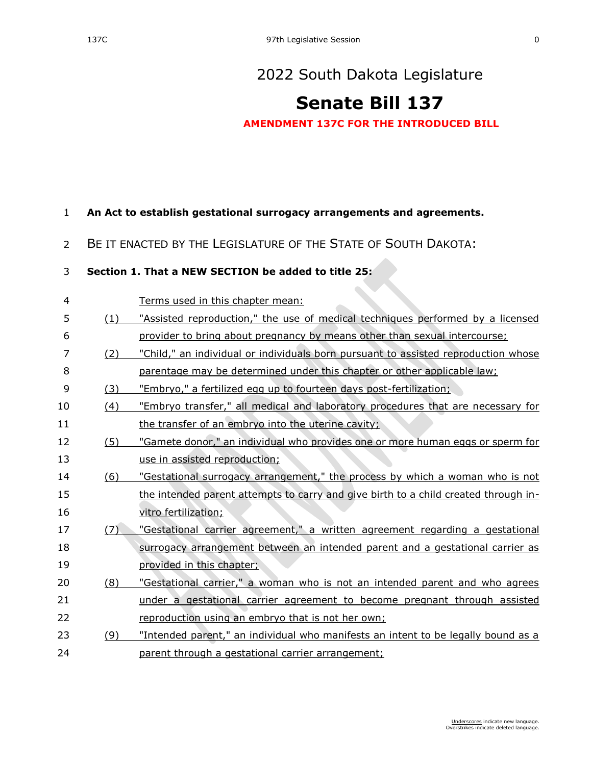# 2022 South Dakota Legislature

# Senate Bill 137

**AMENDMENT 137C FOR THE INTRODUCED BILL**

**An Act to establish gestational surrogacy arrangements and agreements.**

BE IT ENACTED BY THE LEGISLATURE OF THE STATE OF SOUTH DAKOTA:

**Section 1. That a NEW SECTION be added to title 25:**

Terms used in this chapter mean:

(1) "Assisted reproduction," the use of medical techniques performed by a licensed provider to bring about pregnancy by means other than sexual intercourse;

(2) "Child," an individual or individuals born pursuant to assisted reproduction whose parentage may be determined under this chapter or other applicable law;

(3) "Embryo," a fertilized egg up to fourteen days post-fertilization;

(4) "Embryo transfer," all medical and laboratory procedures that are necessary for the transfer of an embryo into the uterine cavity;

(5) "Gamete donor," an individual who provides one or more human eggs or sperm for use in assisted reproduction;

(6) "Gestational surrogacy arrangement," the process by which a woman who is not the intended parent attempts to carry and give birth to a child created through in-vitro fertilization;

(7) "Gestational carrier agreement," a written agreement regarding a gestational surrogacy arrangement between an intended parent and a gestational carrier as provided in this chapter;

(8) "Gestational carrier," a woman who is not an intended parent and who agrees under a gestational carrier agreement to become pregnant through assisted reproduction using an embryo that is not her own;

(9) "Intended parent," an individual who manifests an intent to be legally bound as a parent through a gestational carrier arrangement;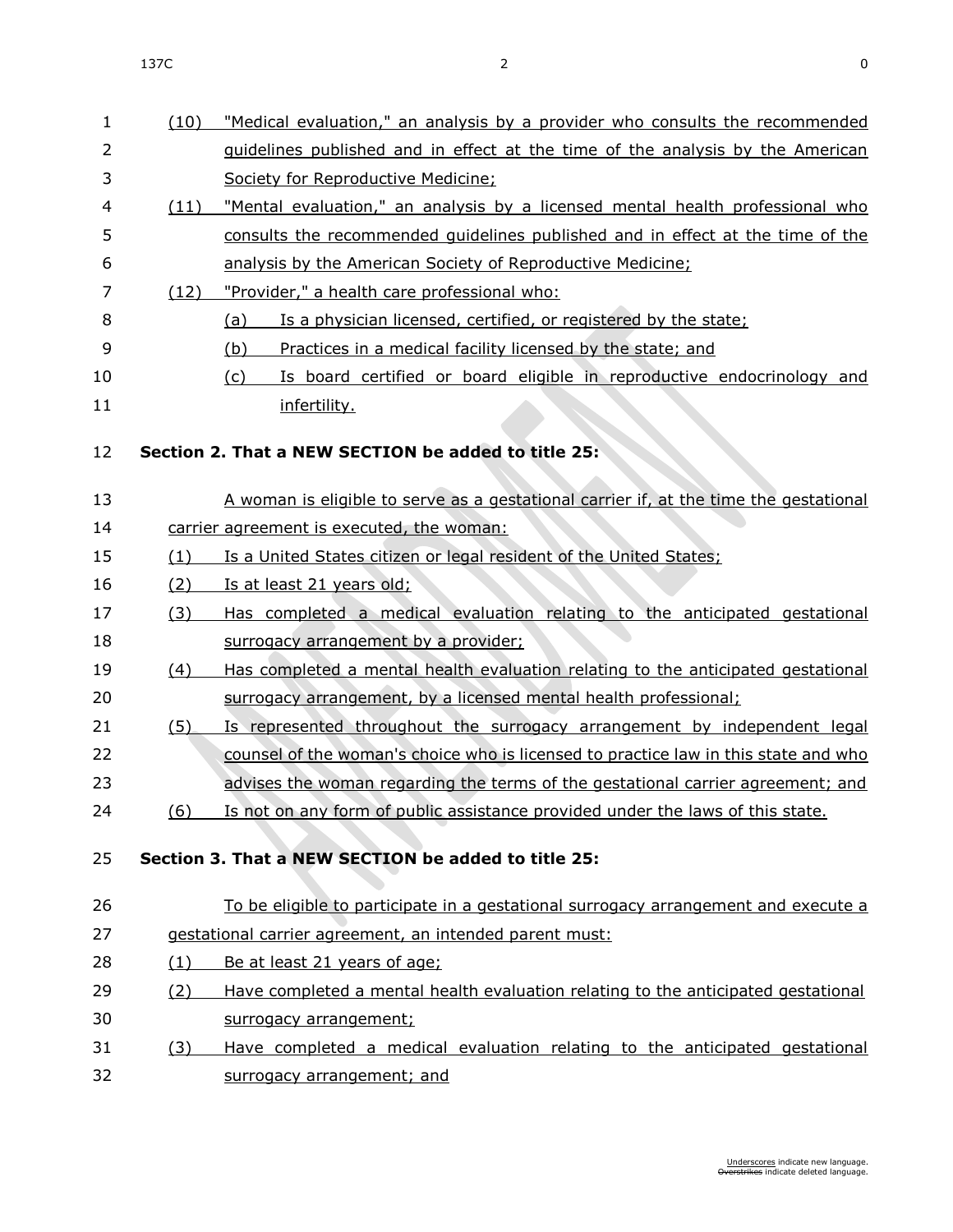(10) "Medical evaluation," an analysis by a provider who consults the recommended guidelines published and in effect at the time of the analysis by the American Society for Reproductive Medicine;

(11) "Mental evaluation," an analysis by a licensed mental health professional who consults the recommended guidelines published and in effect at the time of the analysis by the American Society of Reproductive Medicine;

(12) "Provider," a health care professional who:

(a) Is a physician licensed, certified, or registered by the state;

(b) Practices in a medical facility licensed by the state; and

(c) Is board certified or board eligible in reproductive endocrinology and infertility.

**Section 2. That a NEW SECTION be added to title 25:**

A woman is eligible to serve as a gestational carrier if, at the time the gestational carrier agreement is executed, the woman:

(1) Is a United States citizen or legal resident of the United States;

(2) Is at least 21 years old;

(3) Has completed a medical evaluation relating to the anticipated gestational surrogacy arrangement by a provider;

(4) Has completed a mental health evaluation relating to the anticipated gestational surrogacy arrangement, by a licensed mental health professional;

(5) Is represented throughout the surrogacy arrangement by independent legal counsel of the woman's choice who is licensed to practice law in this state and who advises the woman regarding the terms of the gestational carrier agreement; and

(6) Is not on any form of public assistance provided under the laws of this state.

**Section 3. That a NEW SECTION be added to title 25:**

To be eligible to participate in a gestational surrogacy arrangement and execute a gestational carrier agreement, an intended parent must:

(1) Be at least 21 years of age;

(2) Have completed a mental health evaluation relating to the anticipated gestational surrogacy arrangement;

(3) Have completed a medical evaluation relating to the anticipated gestational surrogacy arrangement; and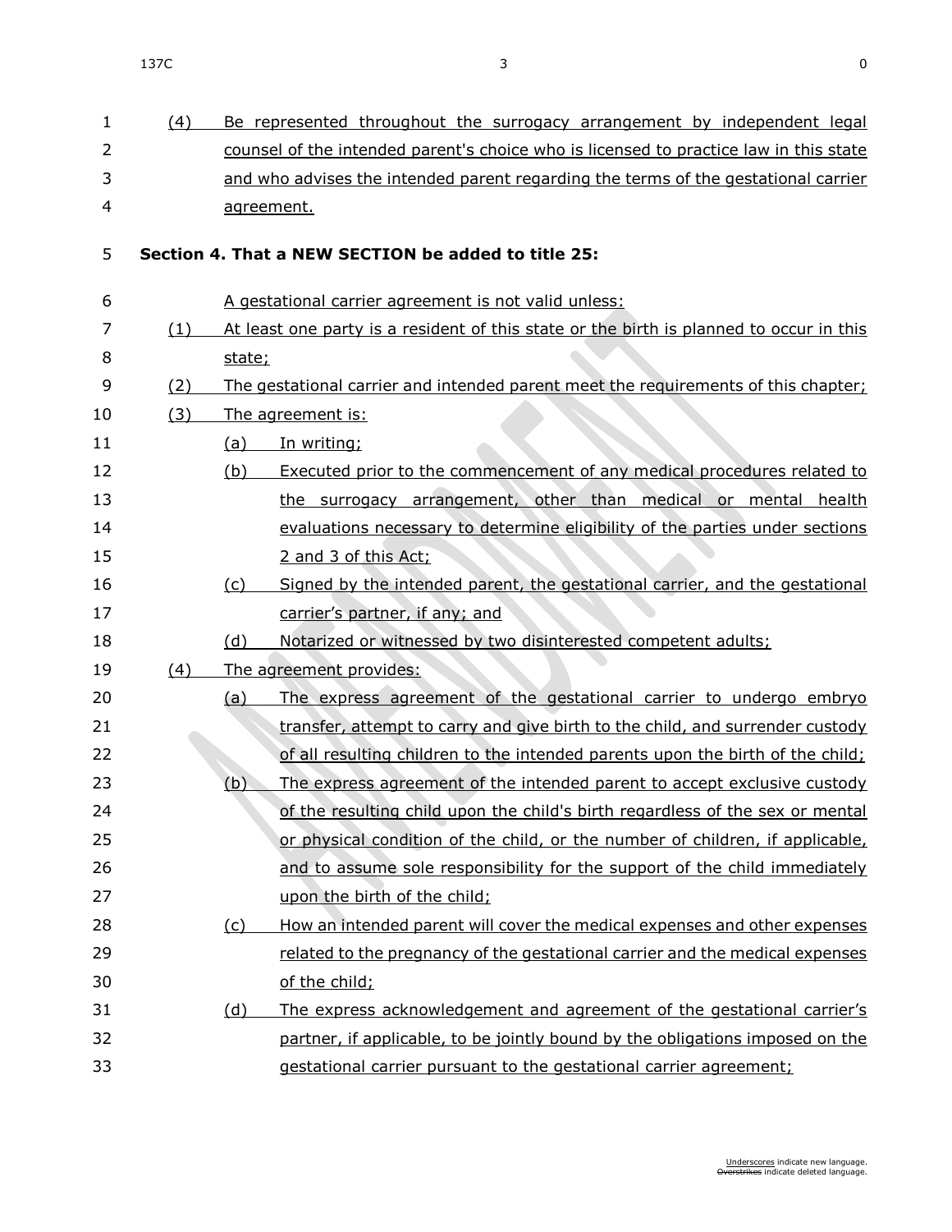(4) Be represented throughout the surrogacy arrangement by independent legal counsel of the intended parent's choice who is licensed to practice law in this state and who advises the intended parent regarding the terms of the gestational carrier agreement.

**Section 4. That a NEW SECTION be added to title 25:**

A gestational carrier agreement is not valid unless:

(1) At least one party is a resident of this state or the birth is planned to occur in this state;

(2) The gestational carrier and intended parent meet the requirements of this chapter;

(3) The agreement is:

(a) In writing;

(b) Executed prior to the commencement of any medical procedures related to the surrogacy arrangement, other than medical or mental health evaluations necessary to determine eligibility of the parties under sections 2 and 3 of this Act;

(c) Signed by the intended parent, the gestational carrier, and the gestational carrier's partner, if any; and

(d) Notarized or witnessed by two disinterested competent adults;

(4) The agreement provides:

(a) The express agreement of the gestational carrier to undergo embryo transfer, attempt to carry and give birth to the child, and surrender custody of all resulting children to the intended parents upon the birth of the child;

(b) The express agreement of the intended parent to accept exclusive custody of the resulting child upon the child's birth regardless of the sex or mental or physical condition of the child, or the number of children, if applicable, and to assume sole responsibility for the support of the child immediately upon the birth of the child;

(c) How an intended parent will cover the medical expenses and other expenses related to the pregnancy of the gestational carrier and the medical expenses of the child;

(d) The express acknowledgement and agreement of the gestational carrier's partner, if applicable, to be jointly bound by the obligations imposed on the gestational carrier pursuant to the gestational carrier agreement;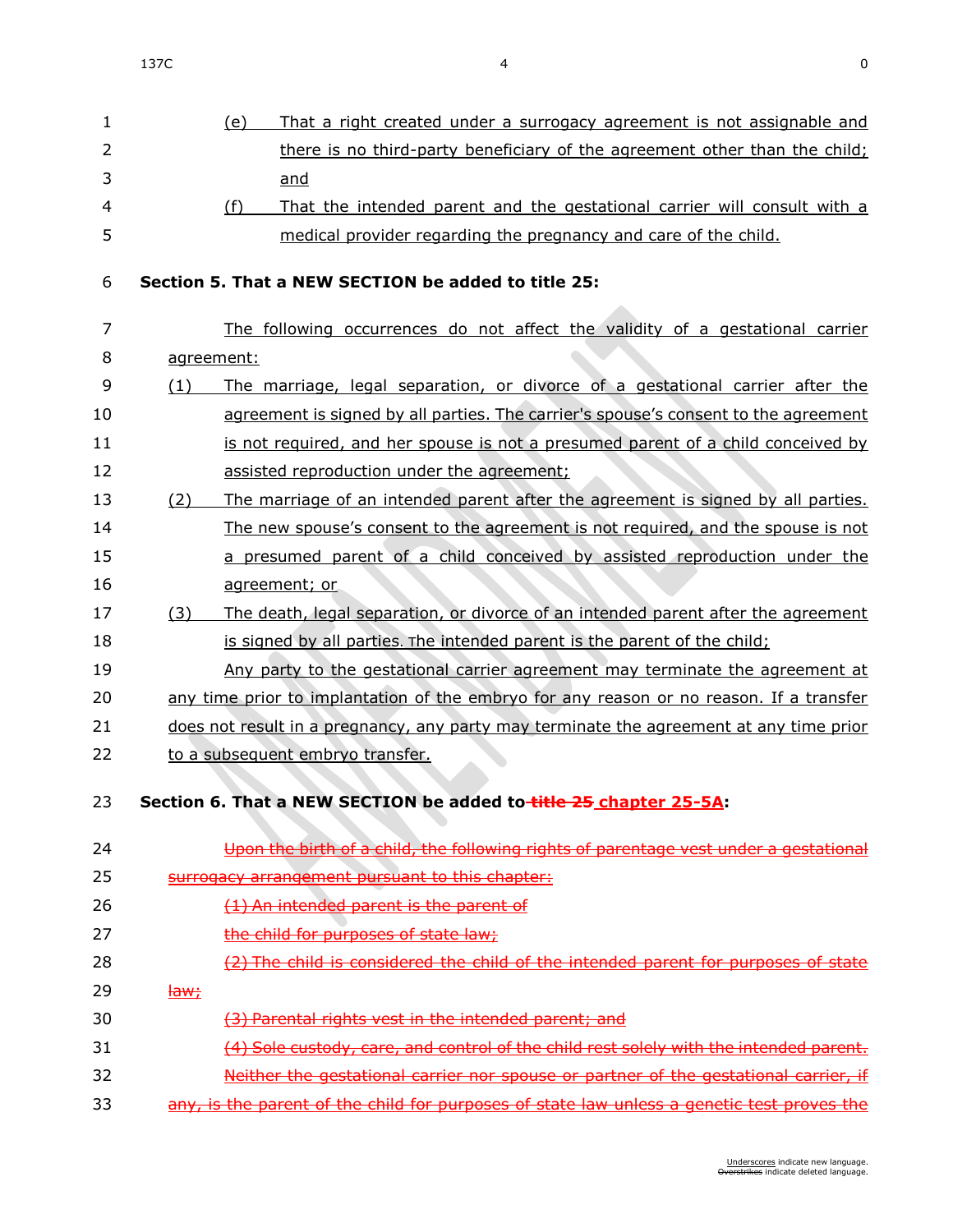(e) That a right created under a surrogacy agreement is not assignable and there is no third-party beneficiary of the agreement other than the child; and

(f) That the intended parent and the gestational carrier will consult with a medical provider regarding the pregnancy and care of the child.

**Section 5. That a NEW SECTION be added to title 25:**

The following occurrences do not affect the validity of a gestational carrier agreement:

(1) The marriage, legal separation, or divorce of a gestational carrier after the agreement is signed by all parties. The carrier's spouse's consent to the agreement is not required, and her spouse is not a presumed parent of a child conceived by assisted reproduction under the agreement;

(2) The marriage of an intended parent after the agreement is signed by all parties. The new spouse's consent to the agreement is not required, and the spouse is not a presumed parent of a child conceived by assisted reproduction under the agreement; or

(3) The death, legal separation, or divorce of an intended parent after the agreement is signed by all parties. The intended parent is the parent of the child;

Any party to the gestational carrier agreement may terminate the agreement at any time prior to implantation of the embryo for any reason or no reason. If a transfer does not result in a pregnancy, any party may terminate the agreement at any time prior to a subsequent embryo transfer.

**Section 6. That a NEW SECTION be added to ~~title 25~~ chapter 25-5A:**

~~Upon the birth of a child, the following rights of parentage vest under a gestational surrogacy arrangement pursuant to this chapter:~~

~~(1) An intended parent is the parent of the child for purposes of state law;~~

~~(2) The child is considered the child of the intended parent for purposes of state law;~~

~~(3) Parental rights vest in the intended parent; and~~

~~(4) Sole custody, care, and control of the child rest solely with the intended parent.~~

~~Neither the gestational carrier nor spouse or partner of the gestational carrier, if any, is the parent of the child for purposes of state law unless a genetic test proves the~~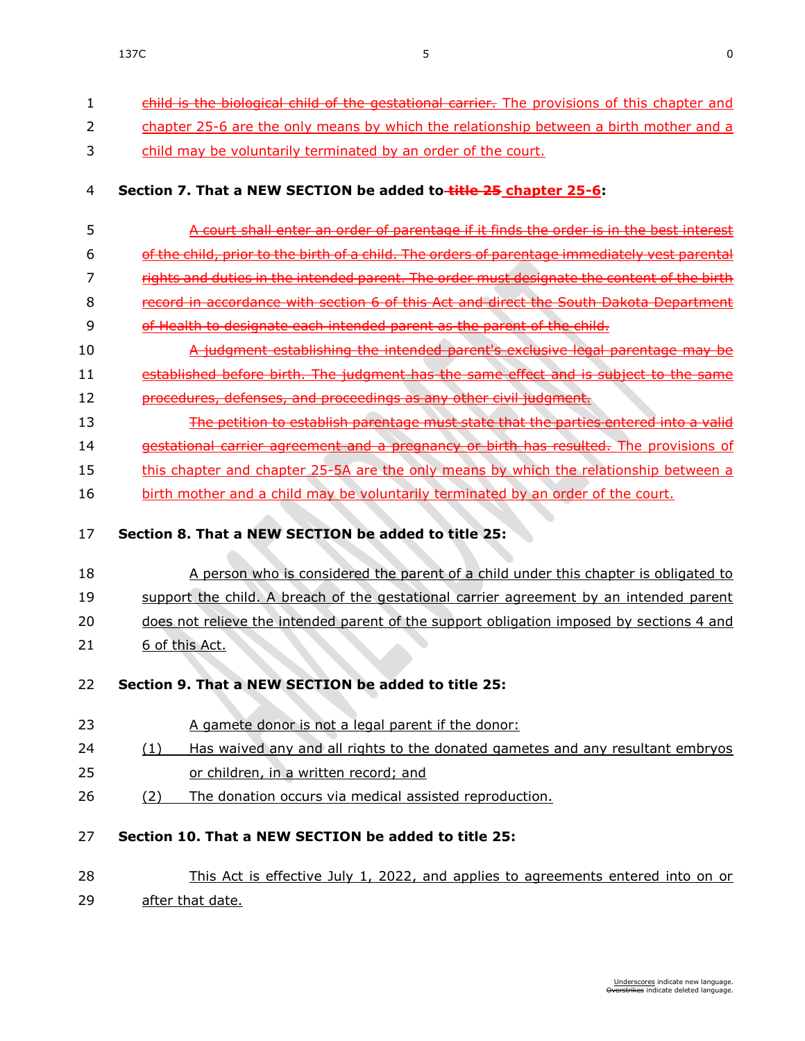~~child is the biological child of the gestational carrier.~~ The provisions of this chapter and chapter 25-6 are the only means by which the relationship between a birth mother and a child may be voluntarily terminated by an order of the court.

**Section 7. That a NEW SECTION be added to ~~title 25~~ chapter 25-6:**

~~A court shall enter an order of parentage if it finds the order is in the best interest of the child, prior to the birth of a child. The orders of parentage immediately vest parental rights and duties in the intended parent. The order must designate the content of the birth record in accordance with section 6 of this Act and direct the South Dakota Department of Health to designate each intended parent as the parent of the child.~~

~~A judgment establishing the intended parent's exclusive legal parentage may be established before birth. The judgment has the same effect and is subject to the same procedures, defenses, and proceedings as any other civil judgment.~~

~~The petition to establish parentage must state that the parties entered into a valid gestational carrier agreement and a pregnancy or birth has resulted.~~ The provisions of this chapter and chapter 25-5A are the only means by which the relationship between a birth mother and a child may be voluntarily terminated by an order of the court.

**Section 8. That a NEW SECTION be added to title 25:**

A person who is considered the parent of a child under this chapter is obligated to support the child. A breach of the gestational carrier agreement by an intended parent does not relieve the intended parent of the support obligation imposed by sections 4 and 6 of this Act.

**Section 9. That a NEW SECTION be added to title 25:**

A gamete donor is not a legal parent if the donor:

(1) Has waived any and all rights to the donated gametes and any resultant embryos or children, in a written record; and

(2) The donation occurs via medical assisted reproduction.

**Section 10. That a NEW SECTION be added to title 25:**

This Act is effective July 1, 2022, and applies to agreements entered into on or after that date.